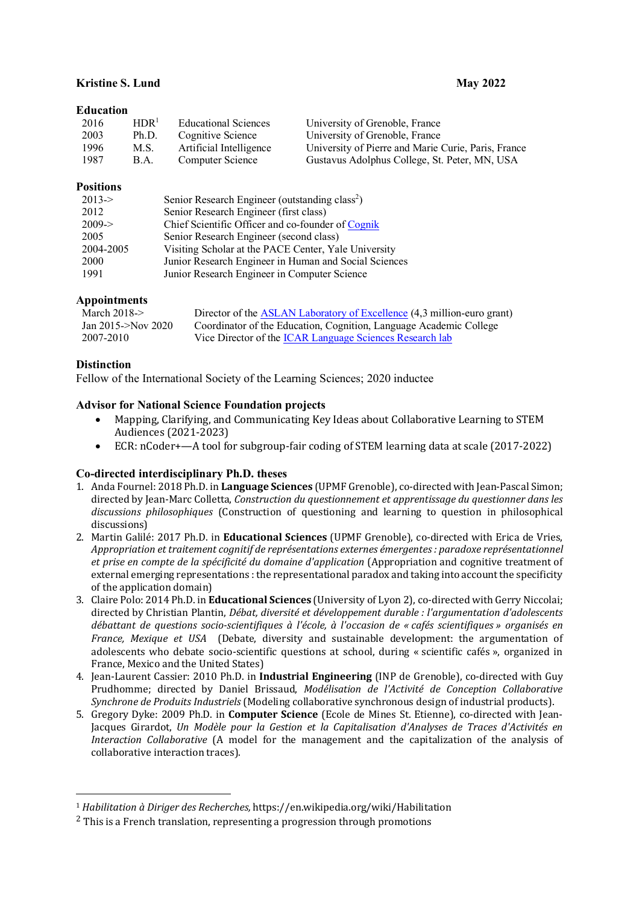**Kristine S. Lund** **May 2022**

## Education

| | | | |
|---|---|---|---|
| 2016 | HDR[1] | Educational Sciences | University of Grenoble, France |
| 2003 | Ph.D. | Cognitive Science | University of Grenoble, France |
| 1996 | M.S. | Artificial Intelligence | University of Pierre and Marie Curie, Paris, France |
| 1987 | B.A. | Computer Science | Gustavus Adolphus College, St. Peter, MN, USA |

## Positions

| | |
|---|---|
| 2013-> | Senior Research Engineer (outstanding class[2]) |
| 2012 | Senior Research Engineer (first class) |
| 2009-> | Chief Scientific Officer and co-founder of Cognik |
| 2005 | Senior Research Engineer (second class) |
| 2004-2005 | Visiting Scholar at the PACE Center, Yale University |
| 2000 | Junior Research Engineer in Human and Social Sciences |
| 1991 | Junior Research Engineer in Computer Science |

## Appointments

| | |
|---|---|
| March 2018-> | Director of the ASLAN Laboratory of Excellence (4,3 million-euro grant) |
| Jan 2015->Nov 2020 | Coordinator of the Education, Cognition, Language Academic College |
| 2007-2010 | Vice Director of the ICAR Language Sciences Research lab |

## Distinction

Fellow of the International Society of the Learning Sciences; 2020 inductee

## Advisor for National Science Foundation projects

- Mapping, Clarifying, and Communicating Key Ideas about Collaborative Learning to STEM Audiences (2021-2023)
- ECR: nCoder+—A tool for subgroup-fair coding of STEM learning data at scale (2017-2022)

## Co-directed interdisciplinary Ph.D. theses

1. Anda Fournel: 2018 Ph.D. in **Language Sciences** (UPMF Grenoble), co-directed with Jean-Pascal Simon; directed by Jean-Marc Colletta, *Construction du questionnement et apprentissage du questionner dans les discussions philosophiques* (Construction of questioning and learning to question in philosophical discussions)
2. Martin Galilé: 2017 Ph.D. in **Educational Sciences** (UPMF Grenoble), co-directed with Erica de Vries, *Appropriation et traitement cognitif de représentations externes émergentes : paradoxe représentationnel et prise en compte de la spécificité du domaine d'application* (Appropriation and cognitive treatment of external emerging representations : the representational paradox and taking into account the specificity of the application domain)
3. Claire Polo: 2014 Ph.D. in **Educational Sciences** (University of Lyon 2), co-directed with Gerry Niccolai; directed by Christian Plantin, *Débat, diversité et développement durable : l'argumentation d'adolescents débattant de questions socio-scientifiques à l'école, à l'occasion de « cafés scientifiques » organisés en France, Mexique et USA* (Debate, diversity and sustainable development: the argumentation of adolescents who debate socio-scientific questions at school, during « scientific cafés », organized in France, Mexico and the United States)
4. Jean-Laurent Cassier: 2010 Ph.D. in **Industrial Engineering** (INP de Grenoble), co-directed with Guy Prudhomme; directed by Daniel Brissaud, *Modélisation de l'Activité de Conception Collaborative Synchrone de Produits Industriels* (Modeling collaborative synchronous design of industrial products).
5. Gregory Dyke: 2009 Ph.D. in **Computer Science** (Ecole de Mines St. Etienne), co-directed with Jean-Jacques Girardot, *Un Modèle pour la Gestion et la Capitalisation d'Analyses de Traces d'Activités en Interaction Collaborative* (A model for the management and the capitalization of the analysis of collaborative interaction traces).

---

[1] *Habilitation à Diriger des Recherches,* https://en.wikipedia.org/wiki/Habilitation

[2] This is a French translation, representing a progression through promotions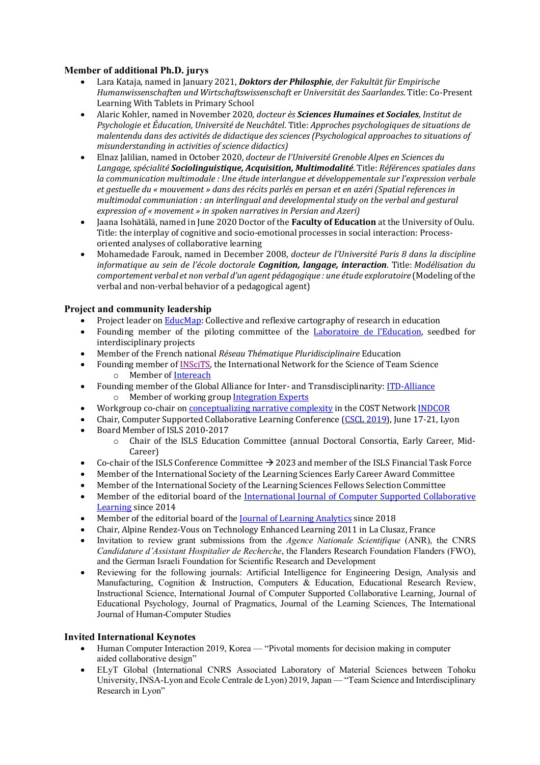### Member of additional Ph.D. jurys

- Lara Kataja, named in January 2021, ***Doktors der Philosphie***, *der Fakultät für Empirische Humanwissenschaften und Wirtschaftswissenschaft er Universität des Saarlandes*. Title: Co-Present Learning With Tablets in Primary School
- Alaric Kohler, named in November 2020, *docteur ès **Sciences Humaines et Sociales**, Institut de Psychologie et Éducation, Université de Neuchâtel*. Title: *Approches psychologiques de situations de malentendu dans des activités de didactique des sciences (Psychological approaches to situations of misunderstanding in activities of science didactics)*
- Elnaz Jalilian, named in October 2020, *docteur de l'Université Grenoble Alpes en Sciences du Langage, spécialité **Sociolinguistique, Acquisition, Multimodalité***. Title: *Références spatiales dans la communication multimodale : Une étude interlangue et développementale sur l'expression verbale et gestuelle du « mouvement » dans des récits parlés en persan et en azéri (Spatial references in multimodal communiation : an interlingual and developmental study on the verbal and gestural expression of « movement » in spoken narratives in Persian and Azeri)*
- Jaana Isohätälä, named in June 2020 Doctor of the **Faculty of Education** at the University of Oulu. Title: the interplay of cognitive and socio-emotional processes in social interaction: Process-oriented analyses of collaborative learning
- Mohamedade Farouk, named in December 2008, *docteur de l'Université Paris 8 dans la discipline informatique au sein de l'école doctorale **Cognition, langage, interaction***. Title: *Modélisation du comportement verbal et non verbal d'un agent pédagogique : une étude exploratoire* (Modeling of the verbal and non-verbal behavior of a pedagogical agent)

### Project and community leadership

- Project leader on EducMap: Collective and reflexive cartography of research in education
- Founding member of the piloting committee of the Laboratoire de l'Education, seedbed for interdisciplinary projects
- Member of the French national *Réseau Thématique Pluridisciplinaire* Education
- Founding member of INSciTS, the International Network for the Science of Team Science
  - Member of Intereach
- Founding member of the Global Alliance for Inter- and Transdisciplinarity: ITD-Alliance
  - Member of working group Integration Experts
- Workgroup co-chair on conceptualizing narrative complexity in the COST Network INDCOR
- Chair, Computer Supported Collaborative Learning Conference (CSCL 2019), June 17-21, Lyon
- Board Member of ISLS 2010-2017
  - Chair of the ISLS Education Committee (annual Doctoral Consortia, Early Career, Mid-Career)
- Co-chair of the ISLS Conference Committee → 2023 and member of the ISLS Financial Task Force
- Member of the International Society of the Learning Sciences Early Career Award Committee
- Member of the International Society of the Learning Sciences Fellows Selection Committee
- Member of the editorial board of the International Journal of Computer Supported Collaborative Learning since 2014
- Member of the editorial board of the Journal of Learning Analytics since 2018
- Chair, Alpine Rendez-Vous on Technology Enhanced Learning 2011 in La Clusaz, France
- Invitation to review grant submissions from the *Agence Nationale Scientifique* (ANR), the CNRS *Candidature d'Assistant Hospitalier de Recherche*, the Flanders Research Foundation Flanders (FWO), and the German Israeli Foundation for Scientific Research and Development
- Reviewing for the following journals: Artificial Intelligence for Engineering Design, Analysis and Manufacturing, Cognition & Instruction, Computers & Education, Educational Research Review, Instructional Science, International Journal of Computer Supported Collaborative Learning, Journal of Educational Psychology, Journal of Pragmatics, Journal of the Learning Sciences, The International Journal of Human-Computer Studies

### Invited International Keynotes

- Human Computer Interaction 2019, Korea — "Pivotal moments for decision making in computer aided collaborative design"
- ELyT Global (International CNRS Associated Laboratory of Material Sciences between Tohoku University, INSA-Lyon and Ecole Centrale de Lyon) 2019, Japan — "Team Science and Interdisciplinary Research in Lyon"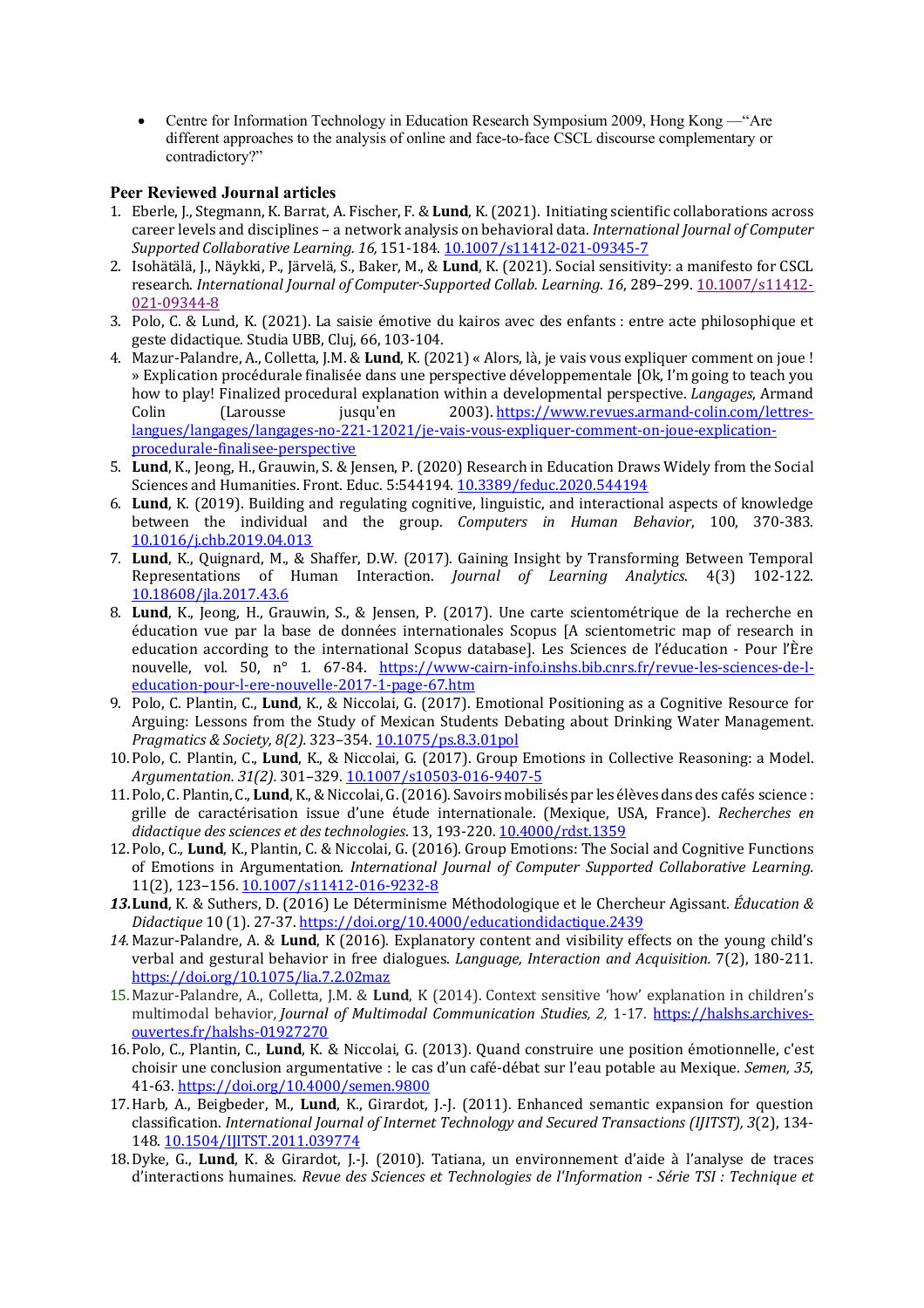- Centre for Information Technology in Education Research Symposium 2009, Hong Kong —"Are different approaches to the analysis of online and face-to-face CSCL discourse complementary or contradictory?"

### Peer Reviewed Journal articles

1. Eberle, J., Stegmann, K. Barrat, A. Fischer, F. & **Lund**, K. (2021). Initiating scientific collaborations across career levels and disciplines – a network analysis on behavioral data. *International Journal of Computer Supported Collaborative Learning. 16,* 151-184. 10.1007/s11412-021-09345-7
2. Isohätälä, J., Näykki, P., Järvelä, S., Baker, M., & **Lund**, K. (2021). Social sensitivity: a manifesto for CSCL research. *International Journal of Computer-Supported Collab. Learning. 16*, 289–299. 10.1007/s11412-021-09344-8
3. Polo, C. & Lund, K. (2021). La saisie émotive du kairos avec des enfants : entre acte philosophique et geste didactique. Studia UBB, Cluj, 66, 103-104.
4. Mazur-Palandre, A., Colletta, J.M. & **Lund**, K. (2021) « Alors, là, je vais vous expliquer comment on joue ! » Explication procédurale finalisée dans une perspective développementale [Ok, I'm going to teach you how to play! Finalized procedural explanation within a developmental perspective. *Langages*, Armand Colin (Larousse jusqu'en 2003). https://www.revues.armand-colin.com/lettres-langues/langages/langages-no-221-12021/je-vais-vous-expliquer-comment-on-joue-explication-procedurale-finalisee-perspective
5. **Lund**, K., Jeong, H., Grauwin, S. & Jensen, P. (2020) Research in Education Draws Widely from the Social Sciences and Humanities. Front. Educ. 5:544194. 10.3389/feduc.2020.544194
6. **Lund**, K. (2019). Building and regulating cognitive, linguistic, and interactional aspects of knowledge between the individual and the group. *Computers in Human Behavior*, 100, 370-383. 10.1016/j.chb.2019.04.013
7. **Lund**, K., Quignard, M., & Shaffer, D.W. (2017). Gaining Insight by Transforming Between Temporal Representations of Human Interaction. *Journal of Learning Analytics*. 4(3) 102-122. 10.18608/jla.2017.43.6
8. **Lund**, K., Jeong, H., Grauwin, S., & Jensen, P. (2017). Une carte scientométrique de la recherche en éducation vue par la base de données internationales Scopus [A scientometric map of research in education according to the international Scopus database]. Les Sciences de l'éducation - Pour l'Ère nouvelle, vol. 50, n° 1. 67-84. https://www-cairn-info.inshs.bib.cnrs.fr/revue-les-sciences-de-l-education-pour-l-ere-nouvelle-2017-1-page-67.htm
9. Polo, C. Plantin, C., **Lund**, K., & Niccolai, G. (2017). Emotional Positioning as a Cognitive Resource for Arguing: Lessons from the Study of Mexican Students Debating about Drinking Water Management. *Pragmatics & Society, 8(2).* 323–354. 10.1075/ps.8.3.01pol
10. Polo, C. Plantin, C., **Lund**, K., & Niccolai, G. (2017). Group Emotions in Collective Reasoning: a Model. *Argumentation. 31(2).* 301–329. 10.1007/s10503-016-9407-5
11. Polo, C. Plantin, C., **Lund**, K., & Niccolai, G. (2016). Savoirs mobilisés par les élèves dans des cafés science : grille de caractérisation issue d'une étude internationale. (Mexique, USA, France). *Recherches en didactique des sciences et des technologies*. 13, 193-220. 10.4000/rdst.1359
12. Polo, C., **Lund**, K., Plantin, C. & Niccolai, G. (2016). Group Emotions: The Social and Cognitive Functions of Emotions in Argumentation. *International Journal of Computer Supported Collaborative Learning.* 11(2), 123–156. 10.1007/s11412-016-9232-8
13. **Lund**, K. & Suthers, D. (2016) Le Déterminisme Méthodologique et le Chercheur Agissant. *Éducation & Didactique* 10 (1). 27-37. https://doi.org/10.4000/educationdidactique.2439
14. Mazur-Palandre, A. & **Lund**, K (2016). Explanatory content and visibility effects on the young child's verbal and gestural behavior in free dialogues. *Language, Interaction and Acquisition.* 7(2), 180-211. https://doi.org/10.1075/lia.7.2.02maz
15. Mazur-Palandre, A., Colletta, J.M. & **Lund**, K (2014). Context sensitive 'how' explanation in children's multimodal behavior, *Journal of Multimodal Communication Studies, 2,* 1-17. https://halshs.archives-ouvertes.fr/halshs-01927270
16. Polo, C., Plantin, C., **Lund**, K. & Niccolai, G. (2013). Quand construire une position émotionnelle, c'est choisir une conclusion argumentative : le cas d'un café-débat sur l'eau potable au Mexique. *Semen, 35*, 41-63. https://doi.org/10.4000/semen.9800
17. Harb, A., Beigbeder, M., **Lund**, K., Girardot, J.-J. (2011). Enhanced semantic expansion for question classification. *International Journal of Internet Technology and Secured Transactions (IJITST), 3*(2), 134-148. 10.1504/IJITST.2011.039774
18. Dyke, G., **Lund**, K. & Girardot, J.-J. (2010). Tatiana, un environnement d'aide à l'analyse de traces d'interactions humaines. *Revue des Sciences et Technologies de l'Information - Série TSI : Technique et*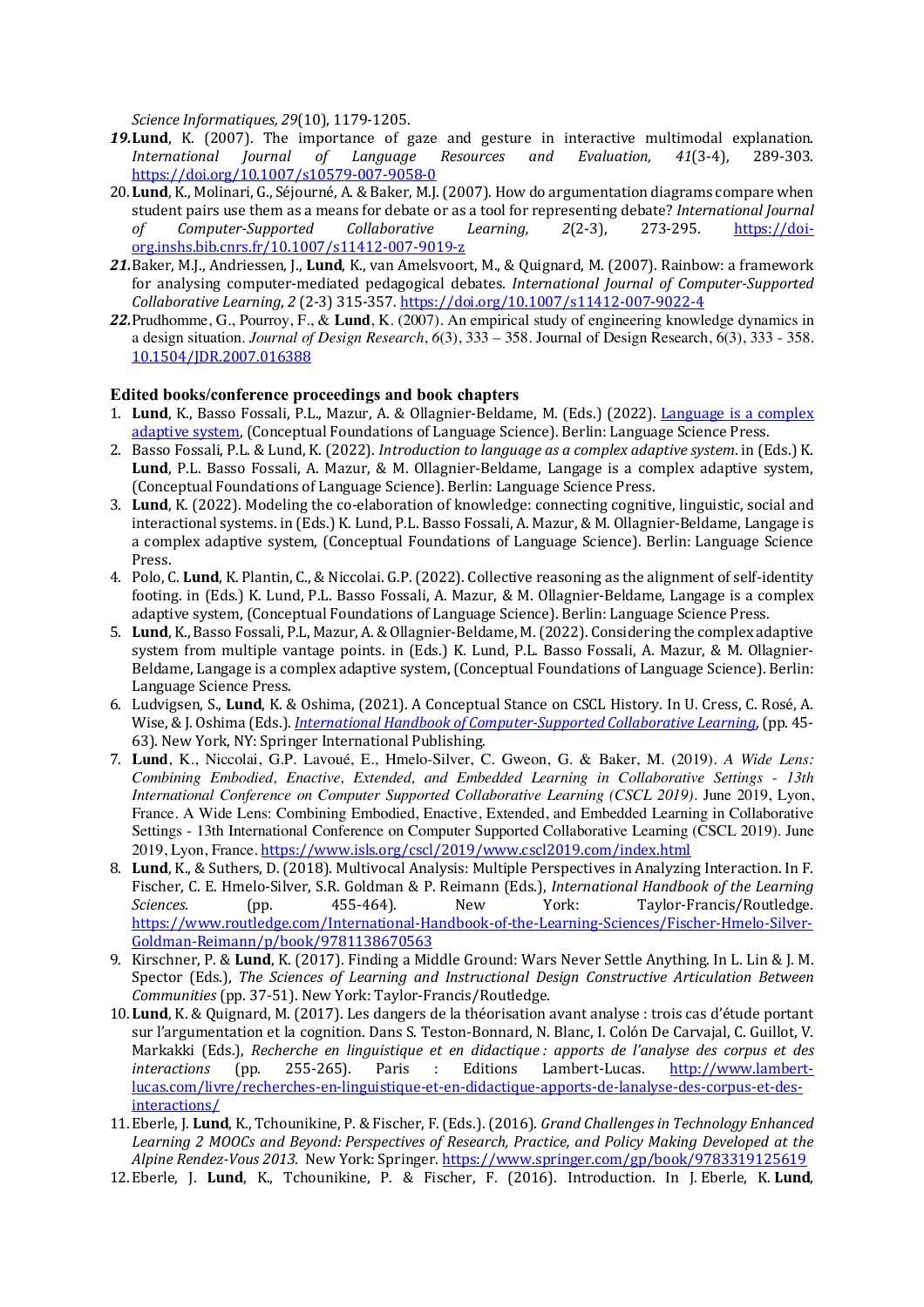*Science Informatiques, 29*(10), 1179-1205.

***19.*** **Lund**, K. (2007). The importance of gaze and gesture in interactive multimodal explanation. *International Journal of Language Resources and Evaluation, 41*(3-4), 289-303. https://doi.org/10.1007/s10579-007-9058-0

20. **Lund**, K., Molinari, G., Séjourné, A. & Baker, M.J. (2007). How do argumentation diagrams compare when student pairs use them as a means for debate or as a tool for representing debate? *International Journal of Computer-Supported Collaborative Learning, 2*(2-3), 273-295. https://doi-org.inshs.bib.cnrs.fr/10.1007/s11412-007-9019-z

***21.*** Baker, M.J., Andriessen, J., **Lund**, K., van Amelsvoort, M., & Quignard, M. (2007). Rainbow: a framework for analysing computer-mediated pedagogical debates. *International Journal of Computer-Supported Collaborative Learning, 2* (2-3) 315-357. https://doi.org/10.1007/s11412-007-9022-4

***22.*** Prudhomme, G., Pourroy, F., & **Lund**, K. (2007). An empirical study of engineering knowledge dynamics in a design situation. *Journal of Design Research*, *6*(3), 333 – 358. Journal of Design Research, 6(3), 333 - 358. 10.1504/JDR.2007.016388

**Edited books/conference proceedings and book chapters**

1. **Lund**, K., Basso Fossali, P.L., Mazur, A. & Ollagnier-Beldame, M. (Eds.) (2022). Language is a complex adaptive system, (Conceptual Foundations of Language Science). Berlin: Language Science Press.
2. Basso Fossali, P.L. & Lund, K. (2022). *Introduction to language as a complex adaptive system*. in (Eds.) K. **Lund**, P.L. Basso Fossali, A. Mazur, & M. Ollagnier-Beldame, Langage is a complex adaptive system, (Conceptual Foundations of Language Science). Berlin: Language Science Press.
3. **Lund**, K. (2022). Modeling the co-elaboration of knowledge: connecting cognitive, linguistic, social and interactional systems. in (Eds.) K. Lund, P.L. Basso Fossali, A. Mazur, & M. Ollagnier-Beldame, Langage is a complex adaptive system, (Conceptual Foundations of Language Science). Berlin: Language Science Press.
4. Polo, C. **Lund**, K. Plantin, C., & Niccolai. G.P. (2022). Collective reasoning as the alignment of self-identity footing. in (Eds.) K. Lund, P.L. Basso Fossali, A. Mazur, & M. Ollagnier-Beldame, Langage is a complex adaptive system, (Conceptual Foundations of Language Science). Berlin: Language Science Press.
5. **Lund**, K., Basso Fossali, P.L, Mazur, A. & Ollagnier-Beldame, M. (2022). Considering the complex adaptive system from multiple vantage points. in (Eds.) K. Lund, P.L. Basso Fossali, A. Mazur, & M. Ollagnier-Beldame, Langage is a complex adaptive system, (Conceptual Foundations of Language Science). Berlin: Language Science Press.
6. Ludvigsen, S., **Lund**, K. & Oshima, (2021). A Conceptual Stance on CSCL History. In U. Cress, C. Rosé, A. Wise, & J. Oshima (Eds.). *International Handbook of Computer-Supported Collaborative Learning*, (pp. 45-63). New York, NY: Springer International Publishing.
7. **Lund**, K., Niccolai, G.P. Lavoué, E., Hmelo-Silver, C. Gweon, G. & Baker, M. (2019). *A Wide Lens: Combining Embodied, Enactive, Extended, and Embedded Learning in Collaborative Settings - 13th International Conference on Computer Supported Collaborative Learning (CSCL 2019)*. June 2019, Lyon, France. A Wide Lens: Combining Embodied, Enactive, Extended, and Embedded Learning in Collaborative Settings - 13th International Conference on Computer Supported Collaborative Learning (CSCL 2019). June 2019, Lyon, France. https://www.isls.org/cscl/2019/www.cscl2019.com/index.html
8. **Lund**, K., & Suthers, D. (2018). Multivocal Analysis: Multiple Perspectives in Analyzing Interaction. In F. Fischer, C. E. Hmelo-Silver, S.R. Goldman & P. Reimann (Eds.), *International Handbook of the Learning Sciences.* (pp. 455-464). New York: Taylor-Francis/Routledge. https://www.routledge.com/International-Handbook-of-the-Learning-Sciences/Fischer-Hmelo-Silver-Goldman-Reimann/p/book/9781138670563
9. Kirschner, P. & **Lund**, K. (2017). Finding a Middle Ground: Wars Never Settle Anything. In L. Lin & J. M. Spector (Eds.), *The Sciences of Learning and Instructional Design Constructive Articulation Between Communities* (pp. 37-51). New York: Taylor-Francis/Routledge.
10. **Lund**, K. & Quignard, M. (2017). Les dangers de la théorisation avant analyse : trois cas d'étude portant sur l'argumentation et la cognition. Dans S. Teston-Bonnard, N. Blanc, I. Colón De Carvajal, C. Guillot, V. Markakki (Eds.), *Recherche en linguistique et en didactique : apports de l'analyse des corpus et des interactions* (pp. 255-265). Paris : Editions Lambert-Lucas. http://www.lambert-lucas.com/livre/recherches-en-linguistique-et-en-didactique-apports-de-lanalyse-des-corpus-et-des-interactions/
11. Eberle, J. **Lund**, K., Tchounikine, P. & Fischer, F. (Eds.). (2016). *Grand Challenges in Technology Enhanced Learning 2 MOOCs and Beyond: Perspectives of Research, Practice, and Policy Making Developed at the Alpine Rendez-Vous 2013.* New York: Springer. https://www.springer.com/gp/book/9783319125619
12. Eberle, J. **Lund**, K., Tchounikine, P. & Fischer, F. (2016). Introduction. In J. Eberle, K. **Lund**,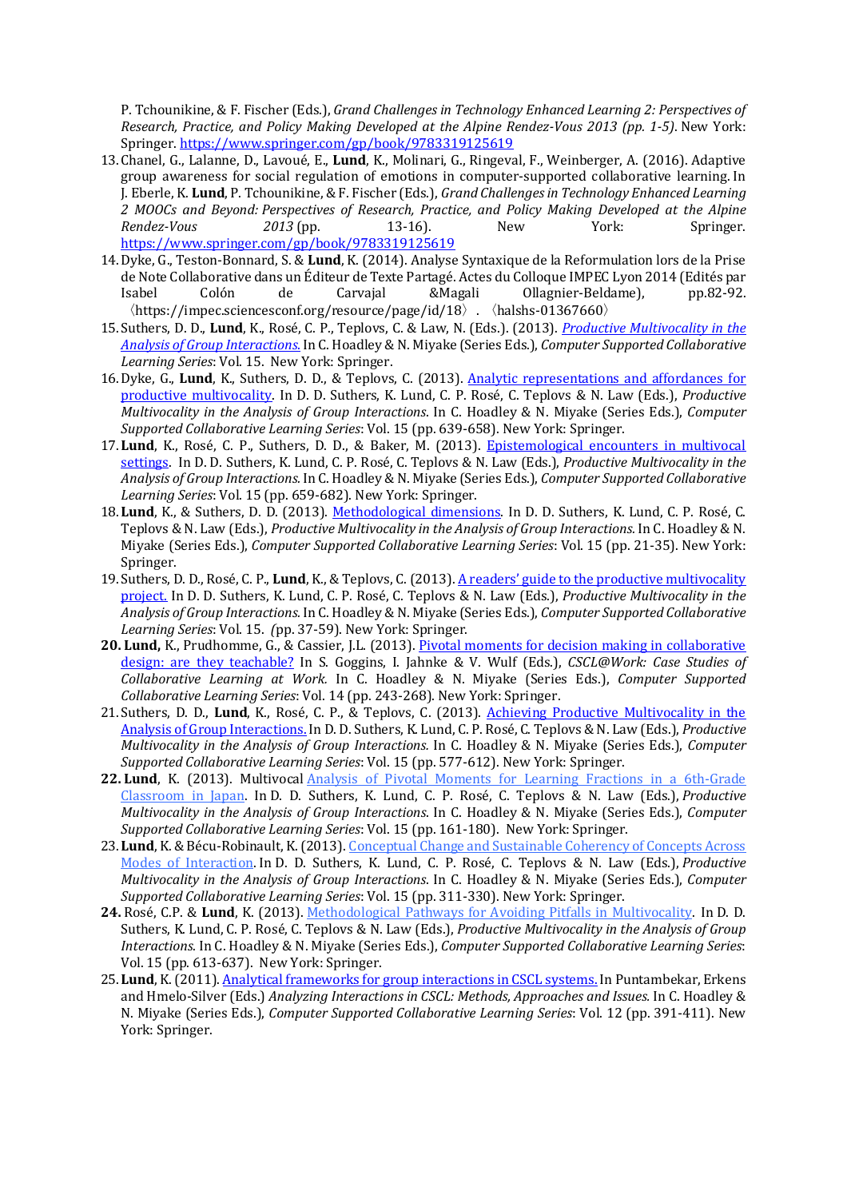P. Tchounikine, & F. Fischer (Eds.), *Grand Challenges in Technology Enhanced Learning 2: Perspectives of Research, Practice, and Policy Making Developed at the Alpine Rendez-Vous 2013 (pp. 1-5)*. New York: Springer. https://www.springer.com/gp/book/9783319125619

13. Chanel, G., Lalanne, D., Lavoué, E., **Lund**, K., Molinari, G., Ringeval, F., Weinberger, A. (2016). Adaptive group awareness for social regulation of emotions in computer-supported collaborative learning. In J. Eberle, K. **Lund**, P. Tchounikine, & F. Fischer (Eds.), *Grand Challenges in Technology Enhanced Learning 2 MOOCs and Beyond: Perspectives of Research, Practice, and Policy Making Developed at the Alpine Rendez-Vous 2013* (pp. 13-16). New York: Springer. https://www.springer.com/gp/book/9783319125619
14. Dyke, G., Teston-Bonnard, S. & **Lund**, K. (2014). Analyse Syntaxique de la Reformulation lors de la Prise de Note Collaborative dans un Éditeur de Texte Partagé. Actes du Colloque IMPEC Lyon 2014 (Edités par Isabel Colón de Carvajal &Magali Ollagnier-Beldame), pp.82-92. 〈https://impec.sciencesconf.org/resource/page/id/18〉. 〈halshs-01367660〉
15. Suthers, D. D., **Lund**, K., Rosé, C. P., Teplovs, C. & Law, N. (Eds.). (2013). *Productive Multivocality in the Analysis of Group Interactions.* In C. Hoadley & N. Miyake (Series Eds.), *Computer Supported Collaborative Learning Series*: Vol. 15. New York: Springer.
16. Dyke, G., **Lund**, K., Suthers, D. D., & Teplovs, C. (2013). Analytic representations and affordances for productive multivocality. In D. D. Suthers, K. Lund, C. P. Rosé, C. Teplovs & N. Law (Eds.), *Productive Multivocality in the Analysis of Group Interactions*. In C. Hoadley & N. Miyake (Series Eds.), *Computer Supported Collaborative Learning Series*: Vol. 15 (pp. 639-658). New York: Springer.
17. **Lund**, K., Rosé, C. P., Suthers, D. D., & Baker, M. (2013). Epistemological encounters in multivocal settings. In D. D. Suthers, K. Lund, C. P. Rosé, C. Teplovs & N. Law (Eds.), *Productive Multivocality in the Analysis of Group Interactions.* In C. Hoadley & N. Miyake (Series Eds.), *Computer Supported Collaborative Learning Series*: Vol. 15 (pp. 659-682). New York: Springer.
18. **Lund**, K., & Suthers, D. D. (2013). Methodological dimensions. In D. D. Suthers, K. Lund, C. P. Rosé, C. Teplovs & N. Law (Eds.), *Productive Multivocality in the Analysis of Group Interactions.* In C. Hoadley & N. Miyake (Series Eds.), *Computer Supported Collaborative Learning Series*: Vol. 15 (pp. 21-35). New York: Springer.
19. Suthers, D. D., Rosé, C. P., **Lund**, K., & Teplovs, C. (2013). A readers' guide to the productive multivocality project. In D. D. Suthers, K. Lund, C. P. Rosé, C. Teplovs & N. Law (Eds.), *Productive Multivocality in the Analysis of Group Interactions.* In C. Hoadley & N. Miyake (Series Eds.), *Computer Supported Collaborative Learning Series*: Vol. 15. (pp. 37-59). New York: Springer.
20. **Lund,** K., Prudhomme, G., & Cassier, J.L. (2013). Pivotal moments for decision making in collaborative design: are they teachable? In S. Goggins, I. Jahnke & V. Wulf (Eds.), *CSCL@Work: Case Studies of Collaborative Learning at Work.* In C. Hoadley & N. Miyake (Series Eds.), *Computer Supported Collaborative Learning Series*: Vol. 14 (pp. 243-268). New York: Springer.
21. Suthers, D. D., **Lund**, K., Rosé, C. P., & Teplovs, C. (2013). Achieving Productive Multivocality in the Analysis of Group Interactions. In D. D. Suthers, K. Lund, C. P. Rosé, C. Teplovs & N. Law (Eds.), *Productive Multivocality in the Analysis of Group Interactions*. In C. Hoadley & N. Miyake (Series Eds.), *Computer Supported Collaborative Learning Series*: Vol. 15 (pp. 577-612). New York: Springer.
22. **Lund**, K. (2013). Multivocal Analysis of Pivotal Moments for Learning Fractions in a 6th-Grade Classroom in Japan. In D. D. Suthers, K. Lund, C. P. Rosé, C. Teplovs & N. Law (Eds.), *Productive Multivocality in the Analysis of Group Interactions*. In C. Hoadley & N. Miyake (Series Eds.), *Computer Supported Collaborative Learning Series*: Vol. 15 (pp. 161-180). New York: Springer.
23. **Lund**, K. & Bécu-Robinault, K. (2013). Conceptual Change and Sustainable Coherency of Concepts Across Modes of Interaction. In D. D. Suthers, K. Lund, C. P. Rosé, C. Teplovs & N. Law (Eds.), *Productive Multivocality in the Analysis of Group Interactions*. In C. Hoadley & N. Miyake (Series Eds.), *Computer Supported Collaborative Learning Series*: Vol. 15 (pp. 311-330). New York: Springer.
24. Rosé, C.P. & **Lund**, K. (2013). Methodological Pathways for Avoiding Pitfalls in Multivocality. In D. D. Suthers, K. Lund, C. P. Rosé, C. Teplovs & N. Law (Eds.), *Productive Multivocality in the Analysis of Group Interactions*. In C. Hoadley & N. Miyake (Series Eds.), *Computer Supported Collaborative Learning Series*: Vol. 15 (pp. 613-637). New York: Springer.
25. **Lund**, K. (2011). Analytical frameworks for group interactions in CSCL systems. In Puntambekar, Erkens and Hmelo-Silver (Eds.) *Analyzing Interactions in CSCL: Methods, Approaches and Issues.* In C. Hoadley & N. Miyake (Series Eds.), *Computer Supported Collaborative Learning Series*: Vol. 12 (pp. 391-411). New York: Springer.